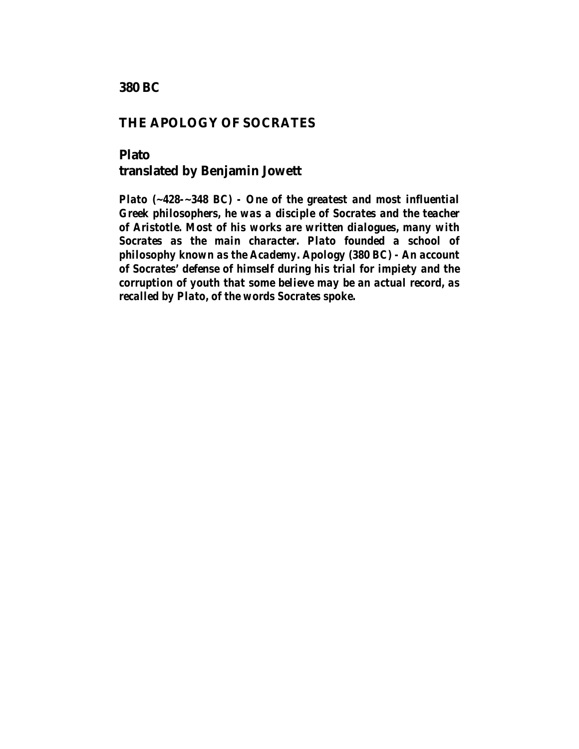**380 BC**

# THE APOLOGY OF SOCRATES

## Plato
## translated by Benjamin Jowett

***Plato (~428-~348 BC) - One of the greatest and most influential Greek philosophers, he was a disciple of Socrates and the teacher of Aristotle. Most of his works are written dialogues, many with Socrates as the main character. Plato founded a school of philosophy known as the Academy. Apology (380 BC) - An account of Socrates' defense of himself during his trial for impiety and the corruption of youth that some believe may be an actual record, as recalled by Plato, of the words Socrates spoke.***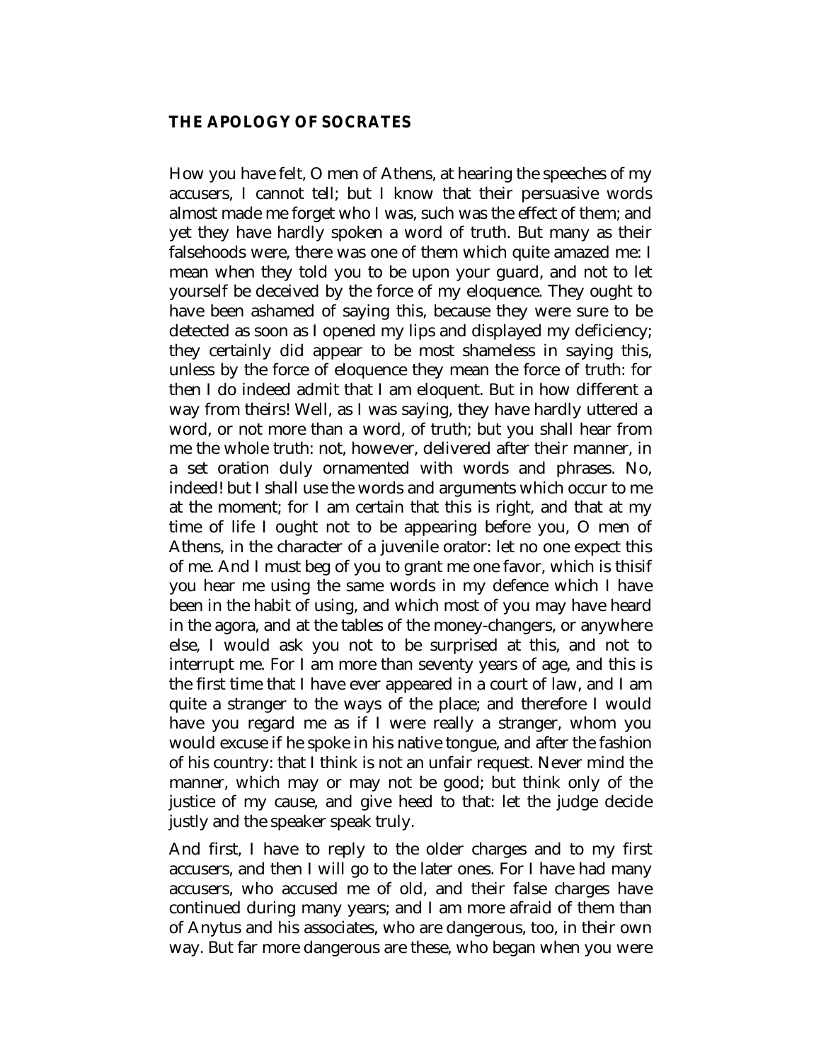## THE APOLOGY OF SOCRATES

How you have felt, O men of Athens, at hearing the speeches of my accusers, I cannot tell; but I know that their persuasive words almost made me forget who I was, such was the effect of them; and yet they have hardly spoken a word of truth. But many as their falsehoods were, there was one of them which quite amazed me: I mean when they told you to be upon your guard, and not to let yourself be deceived by the force of my eloquence. They ought to have been ashamed of saying this, because they were sure to be detected as soon as I opened my lips and displayed my deficiency; they certainly did appear to be most shameless in saying this, unless by the force of eloquence they mean the force of truth: for then I do indeed admit that I am eloquent. But in how different a way from theirs! Well, as I was saying, they have hardly uttered a word, or not more than a word, of truth; but you shall hear from me the whole truth: not, however, delivered after their manner, in a set oration duly ornamented with words and phrases. No, indeed! but I shall use the words and arguments which occur to me at the moment; for I am certain that this is right, and that at my time of life I ought not to be appearing before you, O men of Athens, in the character of a juvenile orator: let no one expect this of me. And I must beg of you to grant me one favor, which is thisif you hear me using the same words in my defence which I have been in the habit of using, and which most of you may have heard in the agora, and at the tables of the money-changers, or anywhere else, I would ask you not to be surprised at this, and not to interrupt me. For I am more than seventy years of age, and this is the first time that I have ever appeared in a court of law, and I am quite a stranger to the ways of the place; and therefore I would have you regard me as if I were really a stranger, whom you would excuse if he spoke in his native tongue, and after the fashion of his country: that I think is not an unfair request. Never mind the manner, which may or may not be good; but think only of the justice of my cause, and give heed to that: let the judge decide justly and the speaker speak truly.

And first, I have to reply to the older charges and to my first accusers, and then I will go to the later ones. For I have had many accusers, who accused me of old, and their false charges have continued during many years; and I am more afraid of them than of Anytus and his associates, who are dangerous, too, in their own way. But far more dangerous are these, who began when you were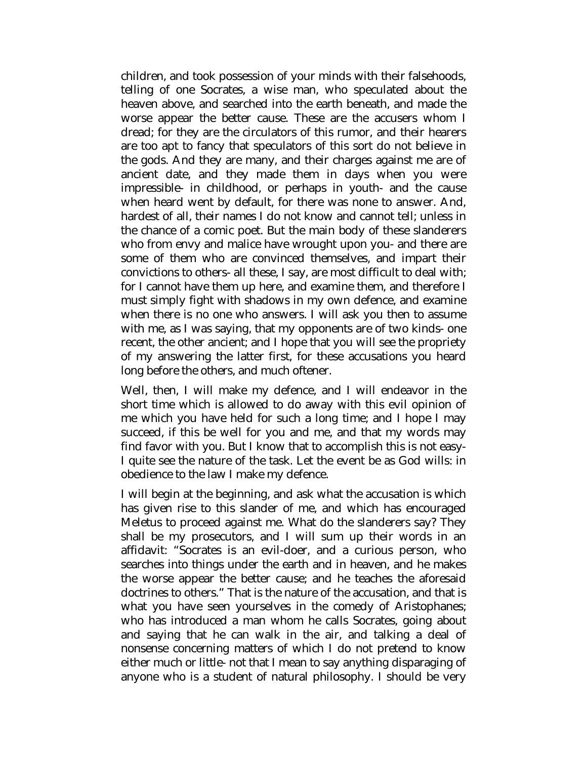children, and took possession of your minds with their falsehoods, telling of one Socrates, a wise man, who speculated about the heaven above, and searched into the earth beneath, and made the worse appear the better cause. These are the accusers whom I dread; for they are the circulators of this rumor, and their hearers are too apt to fancy that speculators of this sort do not believe in the gods. And they are many, and their charges against me are of ancient date, and they made them in days when you were impressible- in childhood, or perhaps in youth- and the cause when heard went by default, for there was none to answer. And, hardest of all, their names I do not know and cannot tell; unless in the chance of a comic poet. But the main body of these slanderers who from envy and malice have wrought upon you- and there are some of them who are convinced themselves, and impart their convictions to others- all these, I say, are most difficult to deal with; for I cannot have them up here, and examine them, and therefore I must simply fight with shadows in my own defence, and examine when there is no one who answers. I will ask you then to assume with me, as I was saying, that my opponents are of two kinds- one recent, the other ancient; and I hope that you will see the propriety of my answering the latter first, for these accusations you heard long before the others, and much oftener.

Well, then, I will make my defence, and I will endeavor in the short time which is allowed to do away with this evil opinion of me which you have held for such a long time; and I hope I may succeed, if this be well for you and me, and that my words may find favor with you. But I know that to accomplish this is not easy- I quite see the nature of the task. Let the event be as God wills: in obedience to the law I make my defence.

I will begin at the beginning, and ask what the accusation is which has given rise to this slander of me, and which has encouraged Meletus to proceed against me. What do the slanderers say? They shall be my prosecutors, and I will sum up their words in an affidavit: "Socrates is an evil-doer, and a curious person, who searches into things under the earth and in heaven, and he makes the worse appear the better cause; and he teaches the aforesaid doctrines to others." That is the nature of the accusation, and that is what you have seen yourselves in the comedy of Aristophanes; who has introduced a man whom he calls Socrates, going about and saying that he can walk in the air, and talking a deal of nonsense concerning matters of which I do not pretend to know either much or little- not that I mean to say anything disparaging of anyone who is a student of natural philosophy. I should be very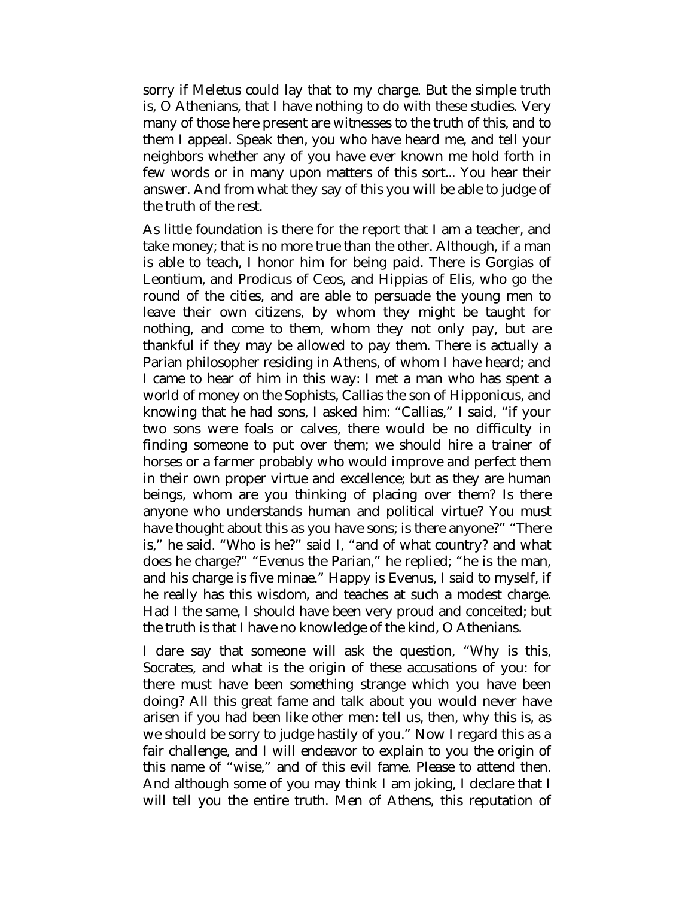sorry if Meletus could lay that to my charge. But the simple truth is, O Athenians, that I have nothing to do with these studies. Very many of those here present are witnesses to the truth of this, and to them I appeal. Speak then, you who have heard me, and tell your neighbors whether any of you have ever known me hold forth in few words or in many upon matters of this sort... You hear their answer. And from what they say of this you will be able to judge of the truth of the rest.

As little foundation is there for the report that I am a teacher, and take money; that is no more true than the other. Although, if a man is able to teach, I honor him for being paid. There is Gorgias of Leontium, and Prodicus of Ceos, and Hippias of Elis, who go the round of the cities, and are able to persuade the young men to leave their own citizens, by whom they might be taught for nothing, and come to them, whom they not only pay, but are thankful if they may be allowed to pay them. There is actually a Parian philosopher residing in Athens, of whom I have heard; and I came to hear of him in this way: I met a man who has spent a world of money on the Sophists, Callias the son of Hipponicus, and knowing that he had sons, I asked him: "Callias," I said, "if your two sons were foals or calves, there would be no difficulty in finding someone to put over them; we should hire a trainer of horses or a farmer probably who would improve and perfect them in their own proper virtue and excellence; but as they are human beings, whom are you thinking of placing over them? Is there anyone who understands human and political virtue? You must have thought about this as you have sons; is there anyone?" "There is," he said. "Who is he?" said I, "and of what country? and what does he charge?" "Evenus the Parian," he replied; "he is the man, and his charge is five minae." Happy is Evenus, I said to myself, if he really has this wisdom, and teaches at such a modest charge. Had I the same, I should have been very proud and conceited; but the truth is that I have no knowledge of the kind, O Athenians.

I dare say that someone will ask the question, "Why is this, Socrates, and what is the origin of these accusations of you: for there must have been something strange which you have been doing? All this great fame and talk about you would never have arisen if you had been like other men: tell us, then, why this is, as we should be sorry to judge hastily of you." Now I regard this as a fair challenge, and I will endeavor to explain to you the origin of this name of "wise," and of this evil fame. Please to attend then. And although some of you may think I am joking, I declare that I will tell you the entire truth. Men of Athens, this reputation of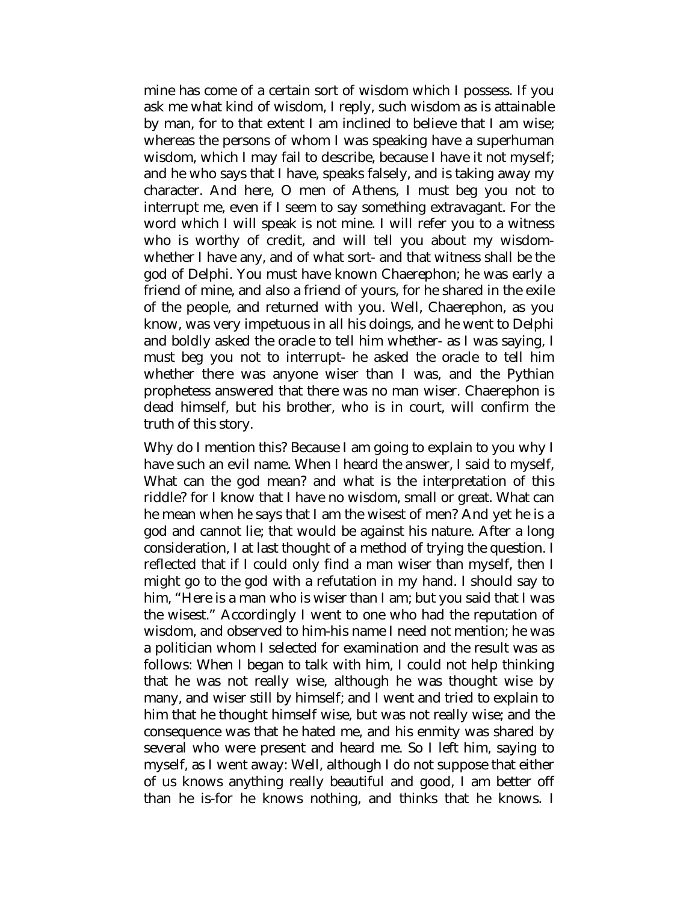mine has come of a certain sort of wisdom which I possess. If you ask me what kind of wisdom, I reply, such wisdom as is attainable by man, for to that extent I am inclined to believe that I am wise; whereas the persons of whom I was speaking have a superhuman wisdom, which I may fail to describe, because I have it not myself; and he who says that I have, speaks falsely, and is taking away my character. And here, O men of Athens, I must beg you not to interrupt me, even if I seem to say something extravagant. For the word which I will speak is not mine. I will refer you to a witness who is worthy of credit, and will tell you about my wisdom- whether I have any, and of what sort- and that witness shall be the god of Delphi. You must have known Chaerephon; he was early a friend of mine, and also a friend of yours, for he shared in the exile of the people, and returned with you. Well, Chaerephon, as you know, was very impetuous in all his doings, and he went to Delphi and boldly asked the oracle to tell him whether- as I was saying, I must beg you not to interrupt- he asked the oracle to tell him whether there was anyone wiser than I was, and the Pythian prophetess answered that there was no man wiser. Chaerephon is dead himself, but his brother, who is in court, will confirm the truth of this story.

Why do I mention this? Because I am going to explain to you why I have such an evil name. When I heard the answer, I said to myself, What can the god mean? and what is the interpretation of this riddle? for I know that I have no wisdom, small or great. What can he mean when he says that I am the wisest of men? And yet he is a god and cannot lie; that would be against his nature. After a long consideration, I at last thought of a method of trying the question. I reflected that if I could only find a man wiser than myself, then I might go to the god with a refutation in my hand. I should say to him, "Here is a man who is wiser than I am; but you said that I was the wisest." Accordingly I went to one who had the reputation of wisdom, and observed to him-his name I need not mention; he was a politician whom I selected for examination and the result was as follows: When I began to talk with him, I could not help thinking that he was not really wise, although he was thought wise by many, and wiser still by himself; and I went and tried to explain to him that he thought himself wise, but was not really wise; and the consequence was that he hated me, and his enmity was shared by several who were present and heard me. So I left him, saying to myself, as I went away: Well, although I do not suppose that either of us knows anything really beautiful and good, I am better off than he is-for he knows nothing, and thinks that he knows. I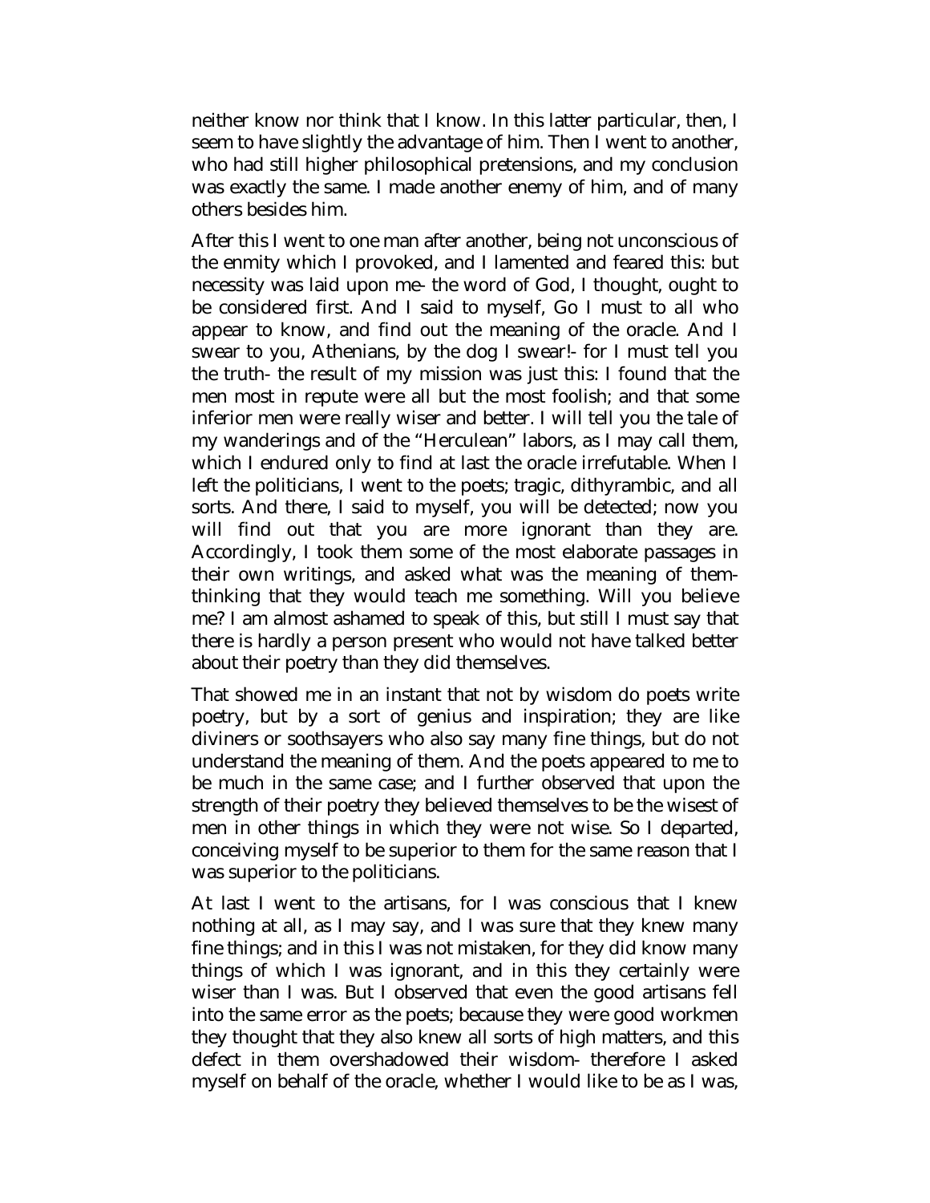neither know nor think that I know. In this latter particular, then, I seem to have slightly the advantage of him. Then I went to another, who had still higher philosophical pretensions, and my conclusion was exactly the same. I made another enemy of him, and of many others besides him.

After this I went to one man after another, being not unconscious of the enmity which I provoked, and I lamented and feared this: but necessity was laid upon me- the word of God, I thought, ought to be considered first. And I said to myself, Go I must to all who appear to know, and find out the meaning of the oracle. And I swear to you, Athenians, by the dog I swear!- for I must tell you the truth- the result of my mission was just this: I found that the men most in repute were all but the most foolish; and that some inferior men were really wiser and better. I will tell you the tale of my wanderings and of the "Herculean" labors, as I may call them, which I endured only to find at last the oracle irrefutable. When I left the politicians, I went to the poets; tragic, dithyrambic, and all sorts. And there, I said to myself, you will be detected; now you will find out that you are more ignorant than they are. Accordingly, I took them some of the most elaborate passages in their own writings, and asked what was the meaning of them- thinking that they would teach me something. Will you believe me? I am almost ashamed to speak of this, but still I must say that there is hardly a person present who would not have talked better about their poetry than they did themselves.

That showed me in an instant that not by wisdom do poets write poetry, but by a sort of genius and inspiration; they are like diviners or soothsayers who also say many fine things, but do not understand the meaning of them. And the poets appeared to me to be much in the same case; and I further observed that upon the strength of their poetry they believed themselves to be the wisest of men in other things in which they were not wise. So I departed, conceiving myself to be superior to them for the same reason that I was superior to the politicians.

At last I went to the artisans, for I was conscious that I knew nothing at all, as I may say, and I was sure that they knew many fine things; and in this I was not mistaken, for they did know many things of which I was ignorant, and in this they certainly were wiser than I was. But I observed that even the good artisans fell into the same error as the poets; because they were good workmen they thought that they also knew all sorts of high matters, and this defect in them overshadowed their wisdom- therefore I asked myself on behalf of the oracle, whether I would like to be as I was,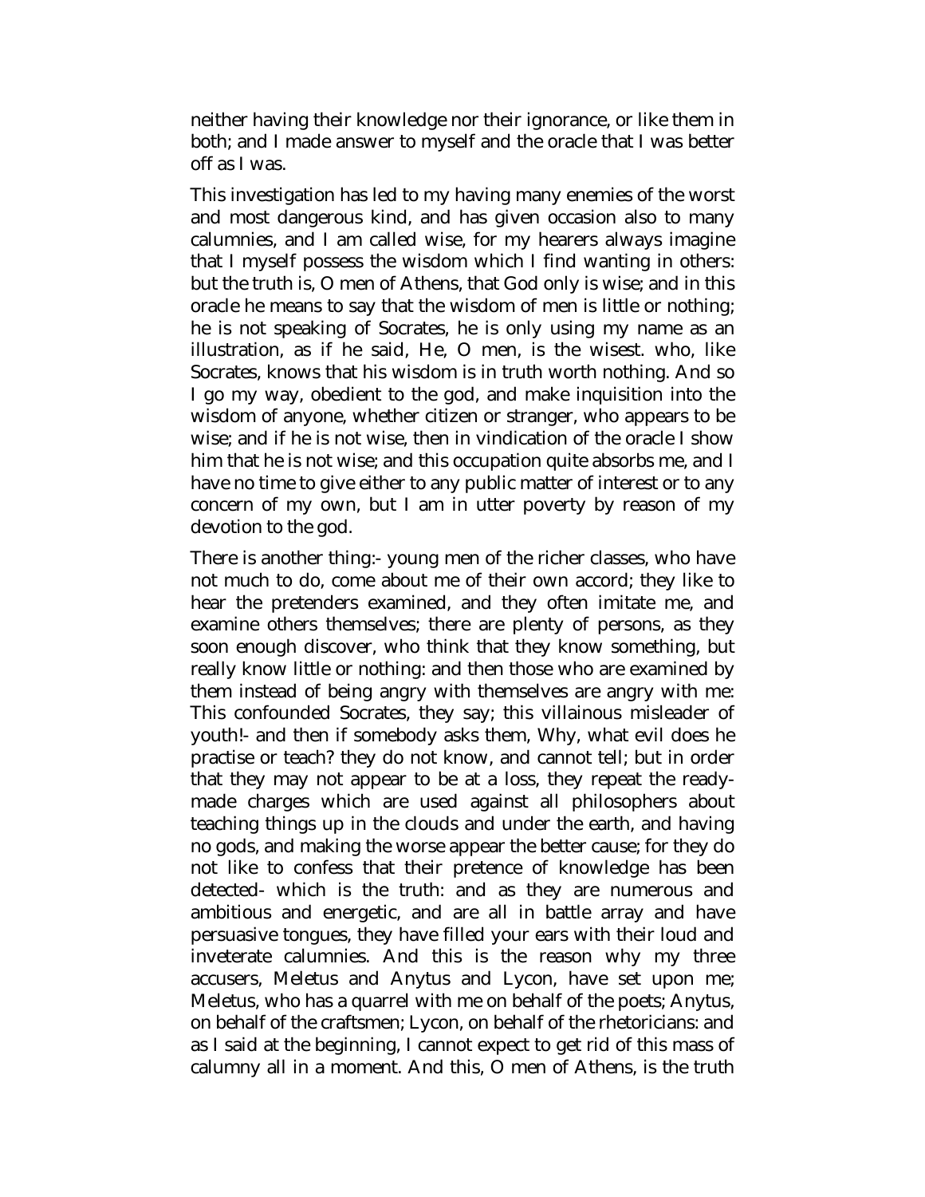neither having their knowledge nor their ignorance, or like them in both; and I made answer to myself and the oracle that I was better off as I was.

This investigation has led to my having many enemies of the worst and most dangerous kind, and has given occasion also to many calumnies, and I am called wise, for my hearers always imagine that I myself possess the wisdom which I find wanting in others: but the truth is, O men of Athens, that God only is wise; and in this oracle he means to say that the wisdom of men is little or nothing; he is not speaking of Socrates, he is only using my name as an illustration, as if he said, He, O men, is the wisest. who, like Socrates, knows that his wisdom is in truth worth nothing. And so I go my way, obedient to the god, and make inquisition into the wisdom of anyone, whether citizen or stranger, who appears to be wise; and if he is not wise, then in vindication of the oracle I show him that he is not wise; and this occupation quite absorbs me, and I have no time to give either to any public matter of interest or to any concern of my own, but I am in utter poverty by reason of my devotion to the god.

There is another thing:- young men of the richer classes, who have not much to do, come about me of their own accord; they like to hear the pretenders examined, and they often imitate me, and examine others themselves; there are plenty of persons, as they soon enough discover, who think that they know something, but really know little or nothing: and then those who are examined by them instead of being angry with themselves are angry with me: This confounded Socrates, they say; this villainous misleader of youth!- and then if somebody asks them, Why, what evil does he practise or teach? they do not know, and cannot tell; but in order that they may not appear to be at a loss, they repeat the ready-made charges which are used against all philosophers about teaching things up in the clouds and under the earth, and having no gods, and making the worse appear the better cause; for they do not like to confess that their pretence of knowledge has been detected- which is the truth: and as they are numerous and ambitious and energetic, and are all in battle array and have persuasive tongues, they have filled your ears with their loud and inveterate calumnies. And this is the reason why my three accusers, Meletus and Anytus and Lycon, have set upon me; Meletus, who has a quarrel with me on behalf of the poets; Anytus, on behalf of the craftsmen; Lycon, on behalf of the rhetoricians: and as I said at the beginning, I cannot expect to get rid of this mass of calumny all in a moment. And this, O men of Athens, is the truth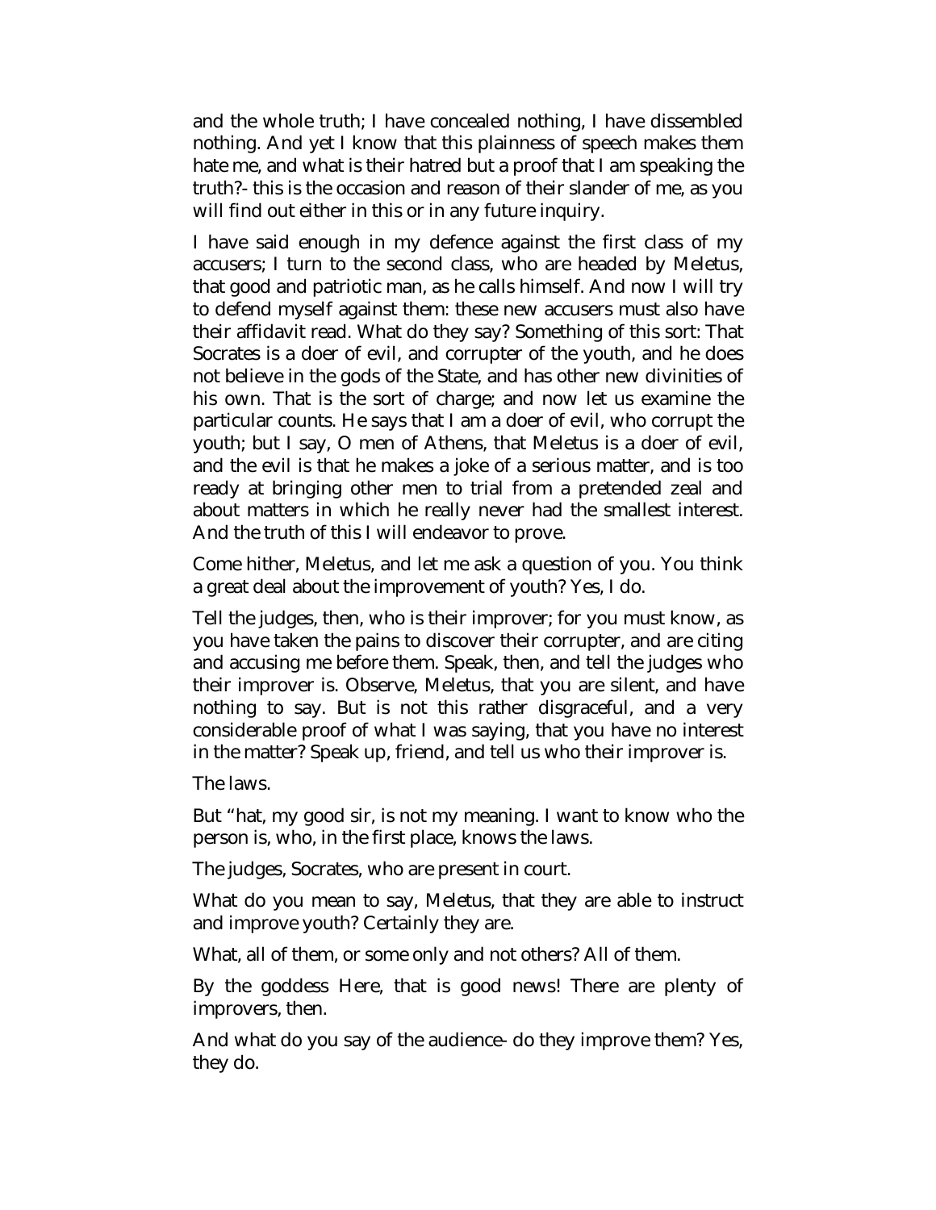and the whole truth; I have concealed nothing, I have dissembled nothing. And yet I know that this plainness of speech makes them hate me, and what is their hatred but a proof that I am speaking the truth?- this is the occasion and reason of their slander of me, as you will find out either in this or in any future inquiry.

I have said enough in my defence against the first class of my accusers; I turn to the second class, who are headed by Meletus, that good and patriotic man, as he calls himself. And now I will try to defend myself against them: these new accusers must also have their affidavit read. What do they say? Something of this sort: That Socrates is a doer of evil, and corrupter of the youth, and he does not believe in the gods of the State, and has other new divinities of his own. That is the sort of charge; and now let us examine the particular counts. He says that I am a doer of evil, who corrupt the youth; but I say, O men of Athens, that Meletus is a doer of evil, and the evil is that he makes a joke of a serious matter, and is too ready at bringing other men to trial from a pretended zeal and about matters in which he really never had the smallest interest. And the truth of this I will endeavor to prove.

Come hither, Meletus, and let me ask a question of you. You think a great deal about the improvement of youth? Yes, I do.

Tell the judges, then, who is their improver; for you must know, as you have taken the pains to discover their corrupter, and are citing and accusing me before them. Speak, then, and tell the judges who their improver is. Observe, Meletus, that you are silent, and have nothing to say. But is not this rather disgraceful, and a very considerable proof of what I was saying, that you have no interest in the matter? Speak up, friend, and tell us who their improver is.

The laws.

But "hat, my good sir, is not my meaning. I want to know who the person is, who, in the first place, knows the laws.

The judges, Socrates, who are present in court.

What do you mean to say, Meletus, that they are able to instruct and improve youth? Certainly they are.

What, all of them, or some only and not others? All of them.

By the goddess Here, that is good news! There are plenty of improvers, then.

And what do you say of the audience- do they improve them? Yes, they do.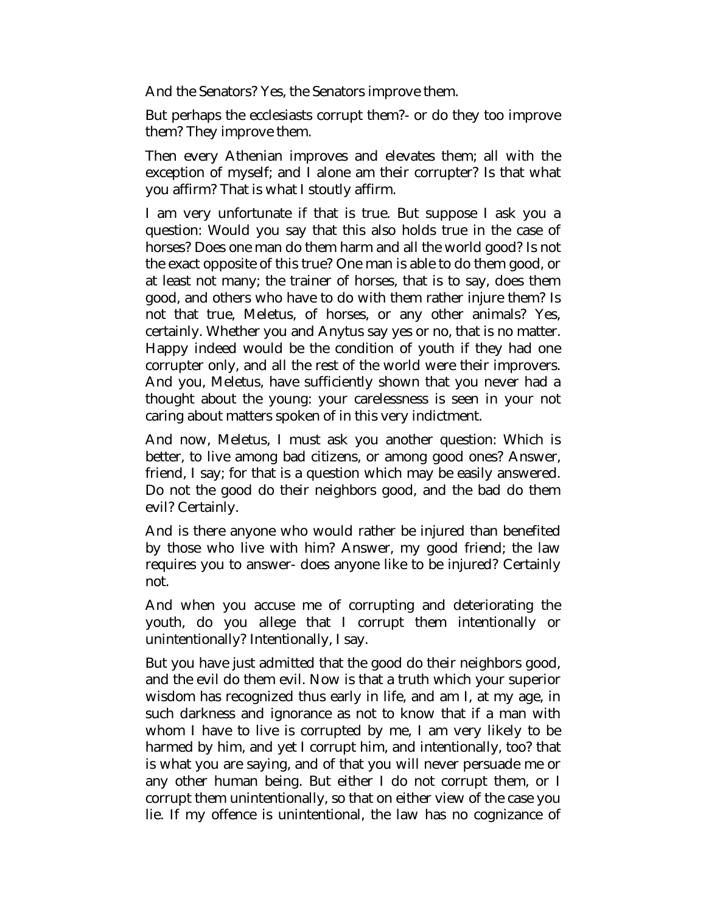And the Senators? Yes, the Senators improve them.

But perhaps the ecclesiasts corrupt them?- or do they too improve them? They improve them.

Then every Athenian improves and elevates them; all with the exception of myself; and I alone am their corrupter? Is that what you affirm? That is what I stoutly affirm.

I am very unfortunate if that is true. But suppose I ask you a question: Would you say that this also holds true in the case of horses? Does one man do them harm and all the world good? Is not the exact opposite of this true? One man is able to do them good, or at least not many; the trainer of horses, that is to say, does them good, and others who have to do with them rather injure them? Is not that true, Meletus, of horses, or any other animals? Yes, certainly. Whether you and Anytus say yes or no, that is no matter. Happy indeed would be the condition of youth if they had one corrupter only, and all the rest of the world were their improvers. And you, Meletus, have sufficiently shown that you never had a thought about the young: your carelessness is seen in your not caring about matters spoken of in this very indictment.

And now, Meletus, I must ask you another question: Which is better, to live among bad citizens, or among good ones? Answer, friend, I say; for that is a question which may be easily answered. Do not the good do their neighbors good, and the bad do them evil? Certainly.

And is there anyone who would rather be injured than benefited by those who live with him? Answer, my good friend; the law requires you to answer- does anyone like to be injured? Certainly not.

And when you accuse me of corrupting and deteriorating the youth, do you allege that I corrupt them intentionally or unintentionally? Intentionally, I say.

But you have just admitted that the good do their neighbors good, and the evil do them evil. Now is that a truth which your superior wisdom has recognized thus early in life, and am I, at my age, in such darkness and ignorance as not to know that if a man with whom I have to live is corrupted by me, I am very likely to be harmed by him, and yet I corrupt him, and intentionally, too? that is what you are saying, and of that you will never persuade me or any other human being. But either I do not corrupt them, or I corrupt them unintentionally, so that on either view of the case you lie. If my offence is unintentional, the law has no cognizance of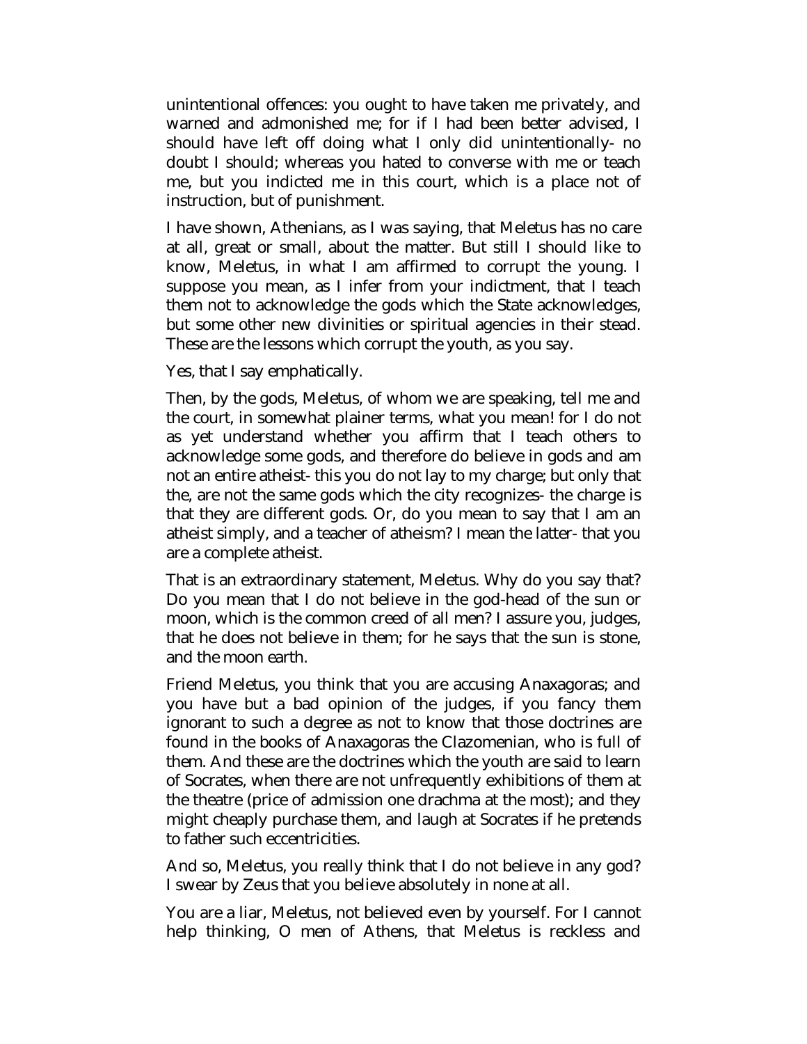unintentional offences: you ought to have taken me privately, and warned and admonished me; for if I had been better advised, I should have left off doing what I only did unintentionally- no doubt I should; whereas you hated to converse with me or teach me, but you indicted me in this court, which is a place not of instruction, but of punishment.

I have shown, Athenians, as I was saying, that Meletus has no care at all, great or small, about the matter. But still I should like to know, Meletus, in what I am affirmed to corrupt the young. I suppose you mean, as I infer from your indictment, that I teach them not to acknowledge the gods which the State acknowledges, but some other new divinities or spiritual agencies in their stead. These are the lessons which corrupt the youth, as you say.

Yes, that I say emphatically.

Then, by the gods, Meletus, of whom we are speaking, tell me and the court, in somewhat plainer terms, what you mean! for I do not as yet understand whether you affirm that I teach others to acknowledge some gods, and therefore do believe in gods and am not an entire atheist- this you do not lay to my charge; but only that the, are not the same gods which the city recognizes- the charge is that they are different gods. Or, do you mean to say that I am an atheist simply, and a teacher of atheism? I mean the latter- that you are a complete atheist.

That is an extraordinary statement, Meletus. Why do you say that? Do you mean that I do not believe in the god-head of the sun or moon, which is the common creed of all men? I assure you, judges, that he does not believe in them; for he says that the sun is stone, and the moon earth.

Friend Meletus, you think that you are accusing Anaxagoras; and you have but a bad opinion of the judges, if you fancy them ignorant to such a degree as not to know that those doctrines are found in the books of Anaxagoras the Clazomenian, who is full of them. And these are the doctrines which the youth are said to learn of Socrates, when there are not unfrequently exhibitions of them at the theatre (price of admission one drachma at the most); and they might cheaply purchase them, and laugh at Socrates if he pretends to father such eccentricities.

And so, Meletus, you really think that I do not believe in any god? I swear by Zeus that you believe absolutely in none at all.

You are a liar, Meletus, not believed even by yourself. For I cannot help thinking, O men of Athens, that Meletus is reckless and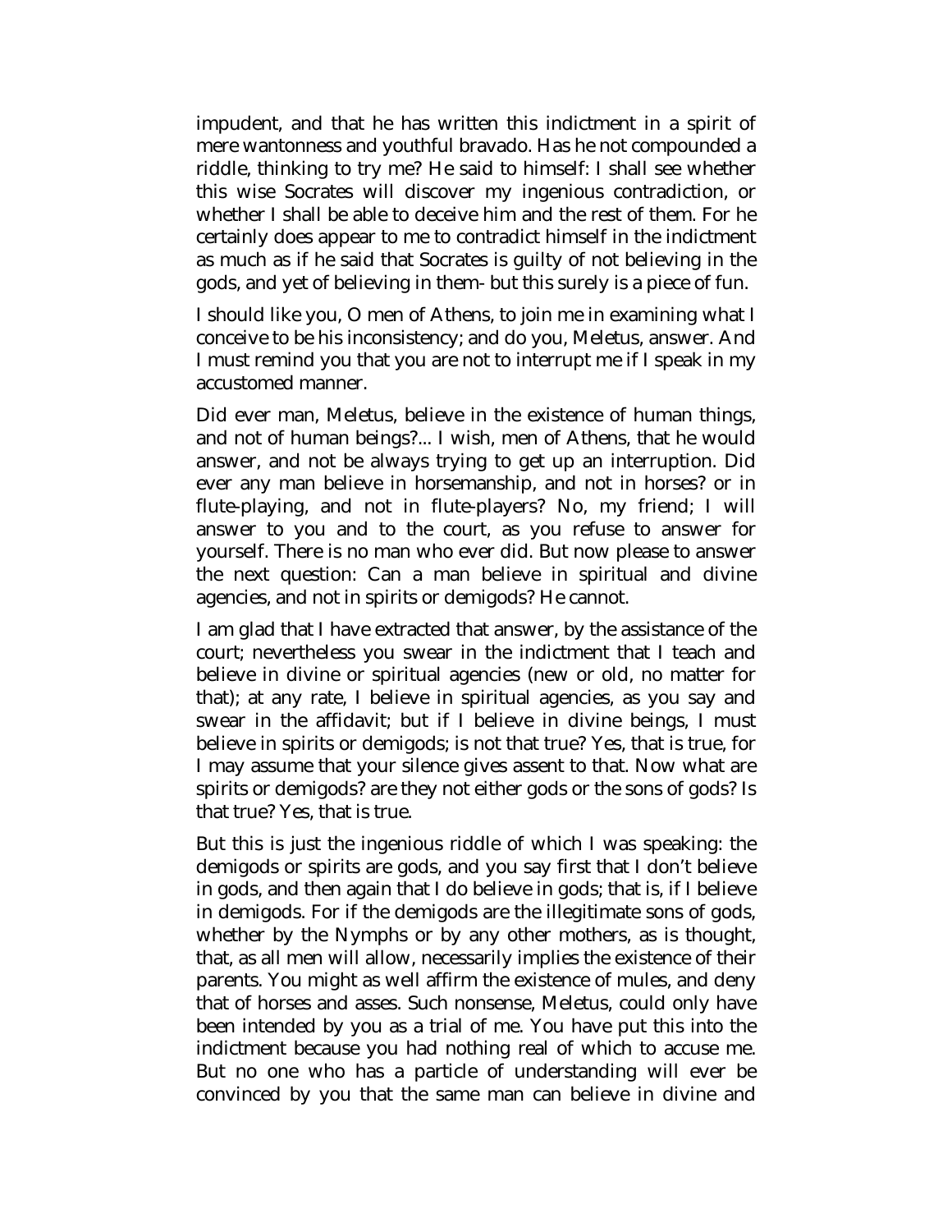impudent, and that he has written this indictment in a spirit of mere wantonness and youthful bravado. Has he not compounded a riddle, thinking to try me? He said to himself: I shall see whether this wise Socrates will discover my ingenious contradiction, or whether I shall be able to deceive him and the rest of them. For he certainly does appear to me to contradict himself in the indictment as much as if he said that Socrates is guilty of not believing in the gods, and yet of believing in them- but this surely is a piece of fun.

I should like you, O men of Athens, to join me in examining what I conceive to be his inconsistency; and do you, Meletus, answer. And I must remind you that you are not to interrupt me if I speak in my accustomed manner.

Did ever man, Meletus, believe in the existence of human things, and not of human beings?... I wish, men of Athens, that he would answer, and not be always trying to get up an interruption. Did ever any man believe in horsemanship, and not in horses? or in flute-playing, and not in flute-players? No, my friend; I will answer to you and to the court, as you refuse to answer for yourself. There is no man who ever did. But now please to answer the next question: Can a man believe in spiritual and divine agencies, and not in spirits or demigods? He cannot.

I am glad that I have extracted that answer, by the assistance of the court; nevertheless you swear in the indictment that I teach and believe in divine or spiritual agencies (new or old, no matter for that); at any rate, I believe in spiritual agencies, as you say and swear in the affidavit; but if I believe in divine beings, I must believe in spirits or demigods; is not that true? Yes, that is true, for I may assume that your silence gives assent to that. Now what are spirits or demigods? are they not either gods or the sons of gods? Is that true? Yes, that is true.

But this is just the ingenious riddle of which I was speaking: the demigods or spirits are gods, and you say first that I don't believe in gods, and then again that I do believe in gods; that is, if I believe in demigods. For if the demigods are the illegitimate sons of gods, whether by the Nymphs or by any other mothers, as is thought, that, as all men will allow, necessarily implies the existence of their parents. You might as well affirm the existence of mules, and deny that of horses and asses. Such nonsense, Meletus, could only have been intended by you as a trial of me. You have put this into the indictment because you had nothing real of which to accuse me. But no one who has a particle of understanding will ever be convinced by you that the same man can believe in divine and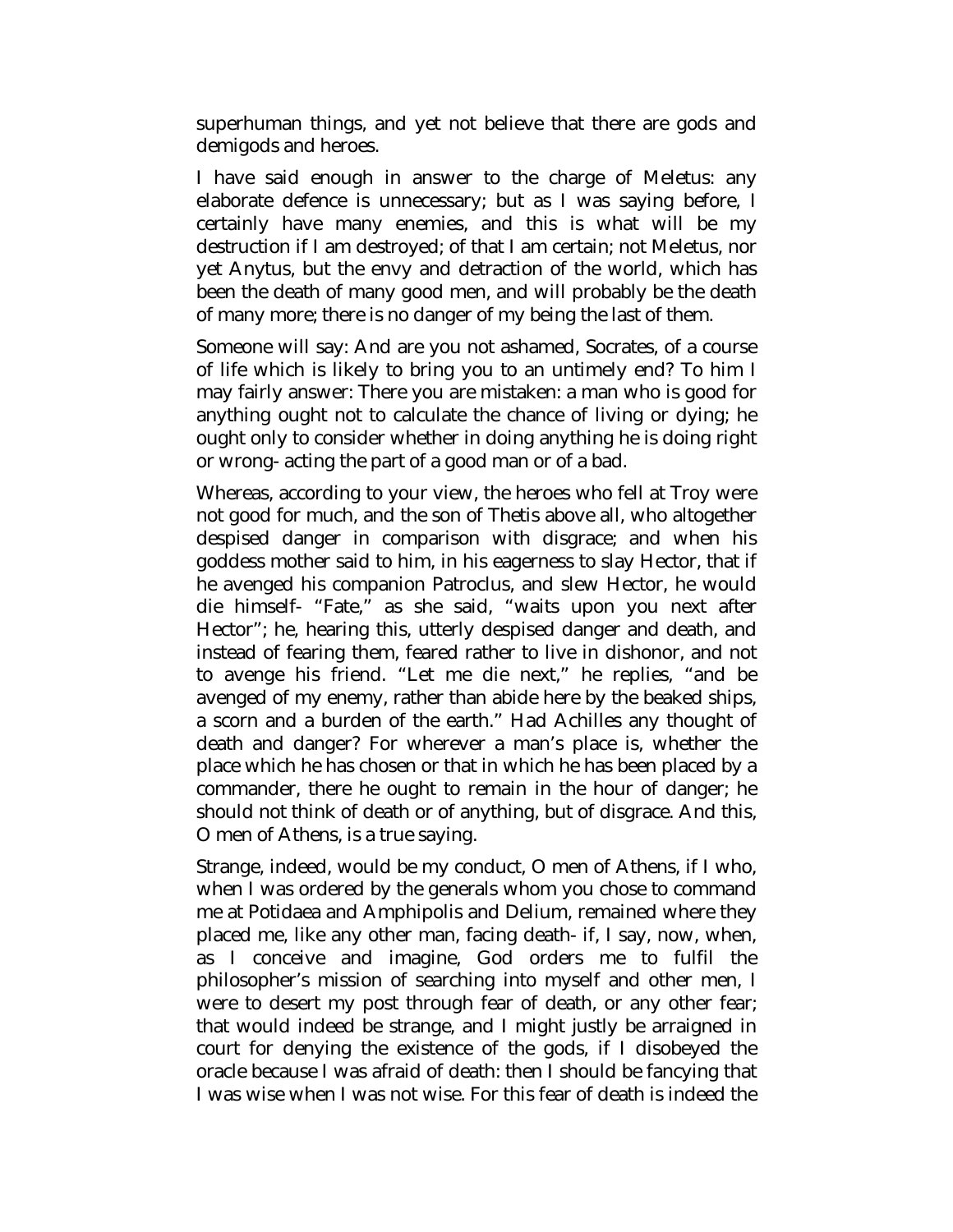superhuman things, and yet not believe that there are gods and demigods and heroes.

I have said enough in answer to the charge of Meletus: any elaborate defence is unnecessary; but as I was saying before, I certainly have many enemies, and this is what will be my destruction if I am destroyed; of that I am certain; not Meletus, nor yet Anytus, but the envy and detraction of the world, which has been the death of many good men, and will probably be the death of many more; there is no danger of my being the last of them.

Someone will say: And are you not ashamed, Socrates, of a course of life which is likely to bring you to an untimely end? To him I may fairly answer: There you are mistaken: a man who is good for anything ought not to calculate the chance of living or dying; he ought only to consider whether in doing anything he is doing right or wrong- acting the part of a good man or of a bad.

Whereas, according to your view, the heroes who fell at Troy were not good for much, and the son of Thetis above all, who altogether despised danger in comparison with disgrace; and when his goddess mother said to him, in his eagerness to slay Hector, that if he avenged his companion Patroclus, and slew Hector, he would die himself- "Fate," as she said, "waits upon you next after Hector"; he, hearing this, utterly despised danger and death, and instead of fearing them, feared rather to live in dishonor, and not to avenge his friend. "Let me die next," he replies, "and be avenged of my enemy, rather than abide here by the beaked ships, a scorn and a burden of the earth." Had Achilles any thought of death and danger? For wherever a man's place is, whether the place which he has chosen or that in which he has been placed by a commander, there he ought to remain in the hour of danger; he should not think of death or of anything, but of disgrace. And this, O men of Athens, is a true saying.

Strange, indeed, would be my conduct, O men of Athens, if I who, when I was ordered by the generals whom you chose to command me at Potidaea and Amphipolis and Delium, remained where they placed me, like any other man, facing death- if, I say, now, when, as I conceive and imagine, God orders me to fulfil the philosopher's mission of searching into myself and other men, I were to desert my post through fear of death, or any other fear; that would indeed be strange, and I might justly be arraigned in court for denying the existence of the gods, if I disobeyed the oracle because I was afraid of death: then I should be fancying that I was wise when I was not wise. For this fear of death is indeed the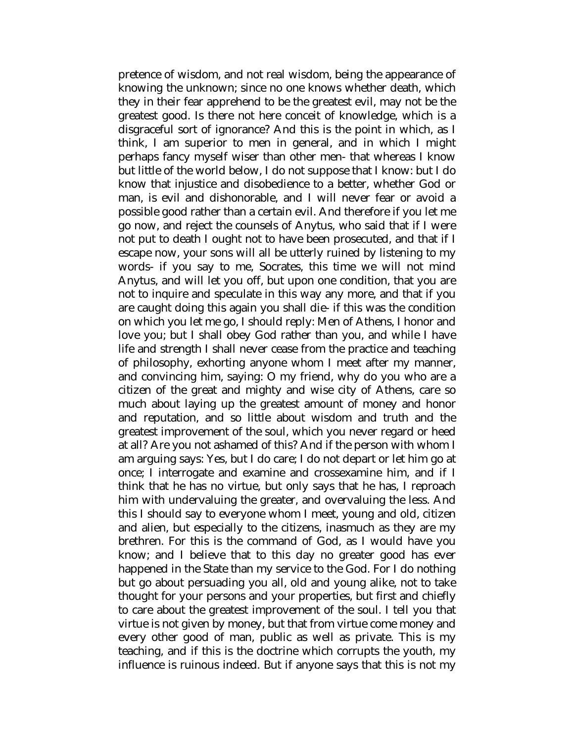pretence of wisdom, and not real wisdom, being the appearance of knowing the unknown; since no one knows whether death, which they in their fear apprehend to be the greatest evil, may not be the greatest good. Is there not here conceit of knowledge, which is a disgraceful sort of ignorance? And this is the point in which, as I think, I am superior to men in general, and in which I might perhaps fancy myself wiser than other men- that whereas I know but little of the world below, I do not suppose that I know: but I do know that injustice and disobedience to a better, whether God or man, is evil and dishonorable, and I will never fear or avoid a possible good rather than a certain evil. And therefore if you let me go now, and reject the counsels of Anytus, who said that if I were not put to death I ought not to have been prosecuted, and that if I escape now, your sons will all be utterly ruined by listening to my words- if you say to me, Socrates, this time we will not mind Anytus, and will let you off, but upon one condition, that you are not to inquire and speculate in this way any more, and that if you are caught doing this again you shall die- if this was the condition on which you let me go, I should reply: Men of Athens, I honor and love you; but I shall obey God rather than you, and while I have life and strength I shall never cease from the practice and teaching of philosophy, exhorting anyone whom I meet after my manner, and convincing him, saying: O my friend, why do you who are a citizen of the great and mighty and wise city of Athens, care so much about laying up the greatest amount of money and honor and reputation, and so little about wisdom and truth and the greatest improvement of the soul, which you never regard or heed at all? Are you not ashamed of this? And if the person with whom I am arguing says: Yes, but I do care; I do not depart or let him go at once; I interrogate and examine and crossexamine him, and if I think that he has no virtue, but only says that he has, I reproach him with undervaluing the greater, and overvaluing the less. And this I should say to everyone whom I meet, young and old, citizen and alien, but especially to the citizens, inasmuch as they are my brethren. For this is the command of God, as I would have you know; and I believe that to this day no greater good has ever happened in the State than my service to the God. For I do nothing but go about persuading you all, old and young alike, not to take thought for your persons and your properties, but first and chiefly to care about the greatest improvement of the soul. I tell you that virtue is not given by money, but that from virtue come money and every other good of man, public as well as private. This is my teaching, and if this is the doctrine which corrupts the youth, my influence is ruinous indeed. But if anyone says that this is not my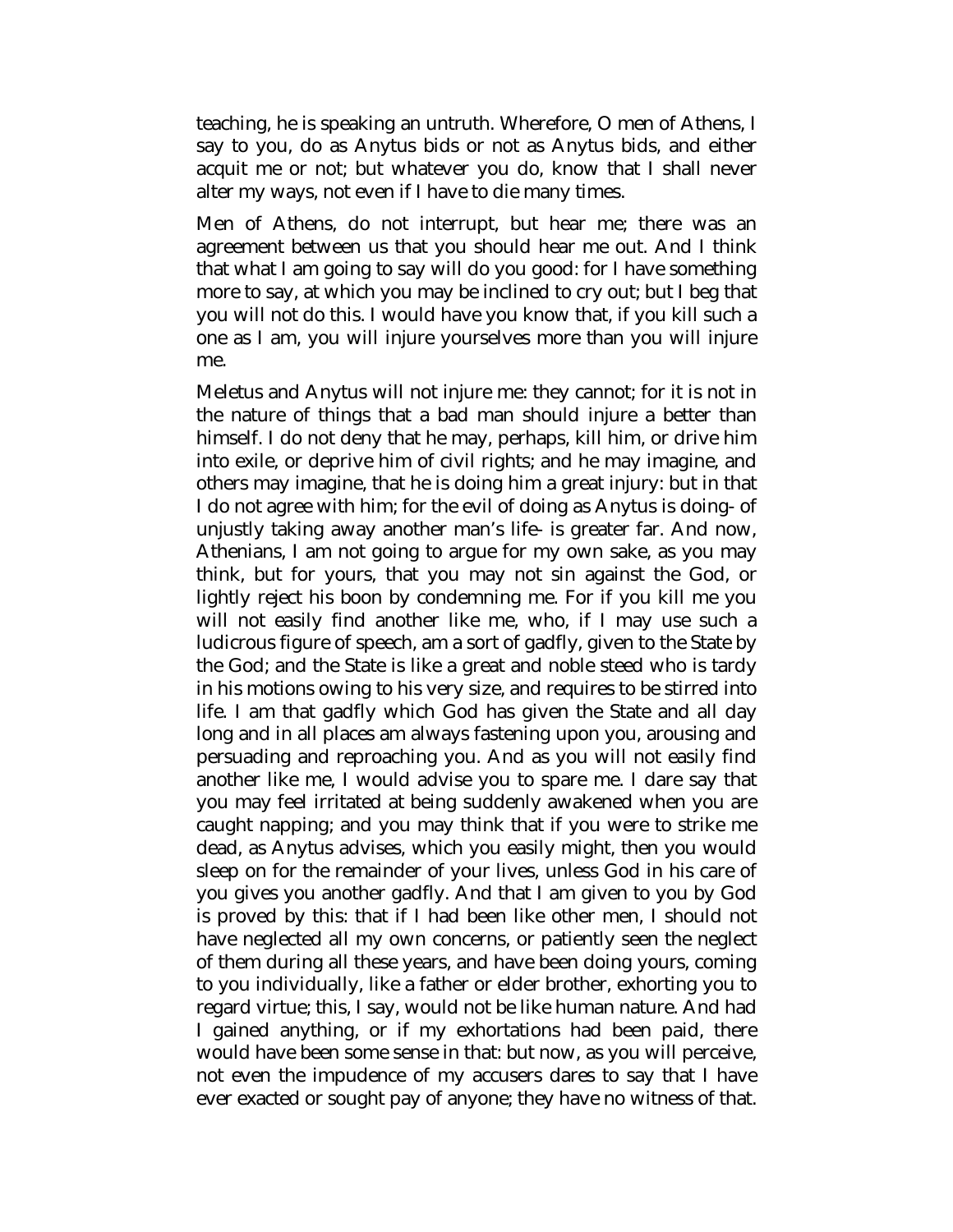teaching, he is speaking an untruth. Wherefore, O men of Athens, I say to you, do as Anytus bids or not as Anytus bids, and either acquit me or not; but whatever you do, know that I shall never alter my ways, not even if I have to die many times.

Men of Athens, do not interrupt, but hear me; there was an agreement between us that you should hear me out. And I think that what I am going to say will do you good: for I have something more to say, at which you may be inclined to cry out; but I beg that you will not do this. I would have you know that, if you kill such a one as I am, you will injure yourselves more than you will injure me.

Meletus and Anytus will not injure me: they cannot; for it is not in the nature of things that a bad man should injure a better than himself. I do not deny that he may, perhaps, kill him, or drive him into exile, or deprive him of civil rights; and he may imagine, and others may imagine, that he is doing him a great injury: but in that I do not agree with him; for the evil of doing as Anytus is doing- of unjustly taking away another man's life- is greater far. And now, Athenians, I am not going to argue for my own sake, as you may think, but for yours, that you may not sin against the God, or lightly reject his boon by condemning me. For if you kill me you will not easily find another like me, who, if I may use such a ludicrous figure of speech, am a sort of gadfly, given to the State by the God; and the State is like a great and noble steed who is tardy in his motions owing to his very size, and requires to be stirred into life. I am that gadfly which God has given the State and all day long and in all places am always fastening upon you, arousing and persuading and reproaching you. And as you will not easily find another like me, I would advise you to spare me. I dare say that you may feel irritated at being suddenly awakened when you are caught napping; and you may think that if you were to strike me dead, as Anytus advises, which you easily might, then you would sleep on for the remainder of your lives, unless God in his care of you gives you another gadfly. And that I am given to you by God is proved by this: that if I had been like other men, I should not have neglected all my own concerns, or patiently seen the neglect of them during all these years, and have been doing yours, coming to you individually, like a father or elder brother, exhorting you to regard virtue; this, I say, would not be like human nature. And had I gained anything, or if my exhortations had been paid, there would have been some sense in that: but now, as you will perceive, not even the impudence of my accusers dares to say that I have ever exacted or sought pay of anyone; they have no witness of that.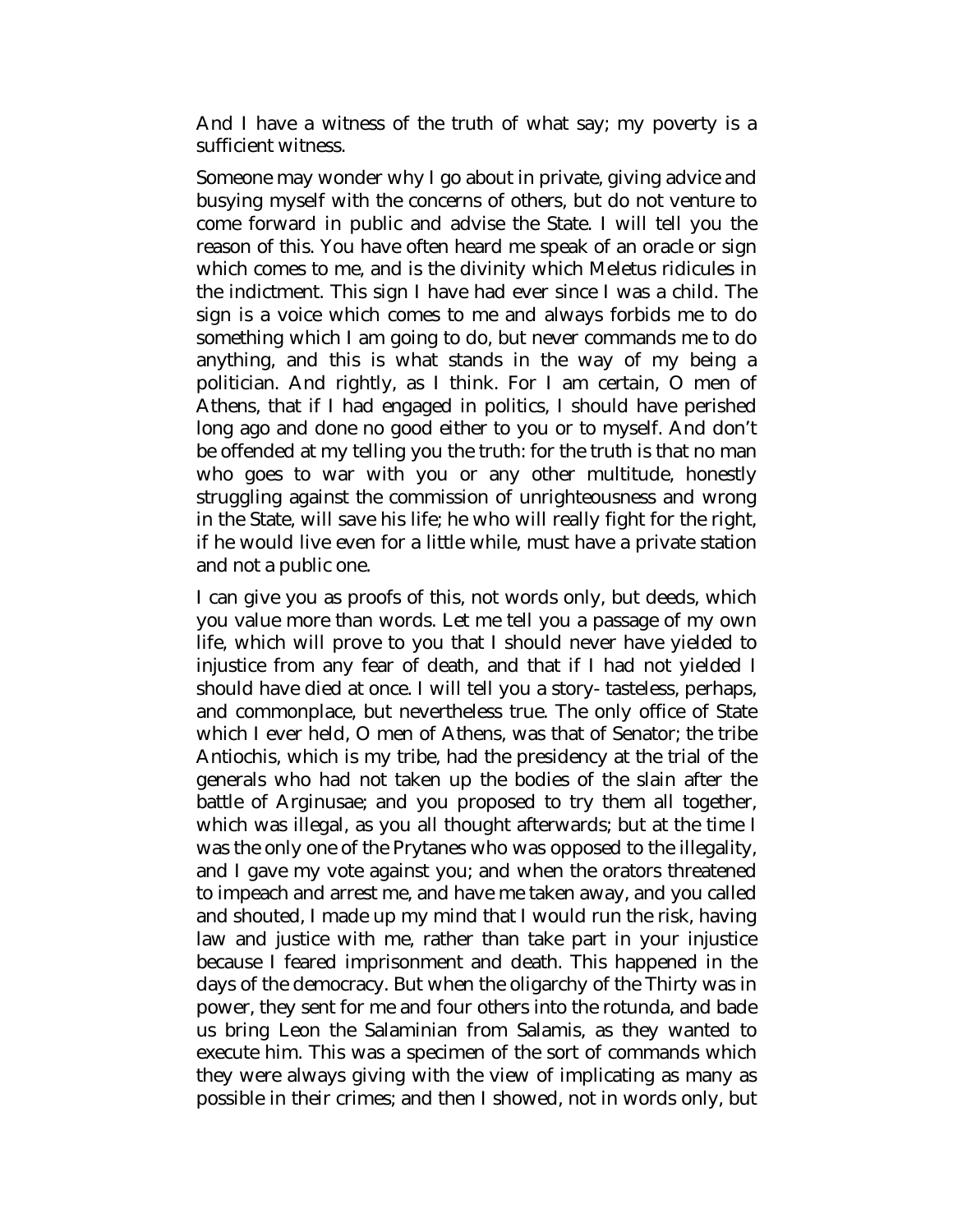And I have a witness of the truth of what say; my poverty is a sufficient witness.

Someone may wonder why I go about in private, giving advice and busying myself with the concerns of others, but do not venture to come forward in public and advise the State. I will tell you the reason of this. You have often heard me speak of an oracle or sign which comes to me, and is the divinity which Meletus ridicules in the indictment. This sign I have had ever since I was a child. The sign is a voice which comes to me and always forbids me to do something which I am going to do, but never commands me to do anything, and this is what stands in the way of my being a politician. And rightly, as I think. For I am certain, O men of Athens, that if I had engaged in politics, I should have perished long ago and done no good either to you or to myself. And don't be offended at my telling you the truth: for the truth is that no man who goes to war with you or any other multitude, honestly struggling against the commission of unrighteousness and wrong in the State, will save his life; he who will really fight for the right, if he would live even for a little while, must have a private station and not a public one.

I can give you as proofs of this, not words only, but deeds, which you value more than words. Let me tell you a passage of my own life, which will prove to you that I should never have yielded to injustice from any fear of death, and that if I had not yielded I should have died at once. I will tell you a story- tasteless, perhaps, and commonplace, but nevertheless true. The only office of State which I ever held, O men of Athens, was that of Senator; the tribe Antiochis, which is my tribe, had the presidency at the trial of the generals who had not taken up the bodies of the slain after the battle of Arginusae; and you proposed to try them all together, which was illegal, as you all thought afterwards; but at the time I was the only one of the Prytanes who was opposed to the illegality, and I gave my vote against you; and when the orators threatened to impeach and arrest me, and have me taken away, and you called and shouted, I made up my mind that I would run the risk, having law and justice with me, rather than take part in your injustice because I feared imprisonment and death. This happened in the days of the democracy. But when the oligarchy of the Thirty was in power, they sent for me and four others into the rotunda, and bade us bring Leon the Salaminian from Salamis, as they wanted to execute him. This was a specimen of the sort of commands which they were always giving with the view of implicating as many as possible in their crimes; and then I showed, not in words only, but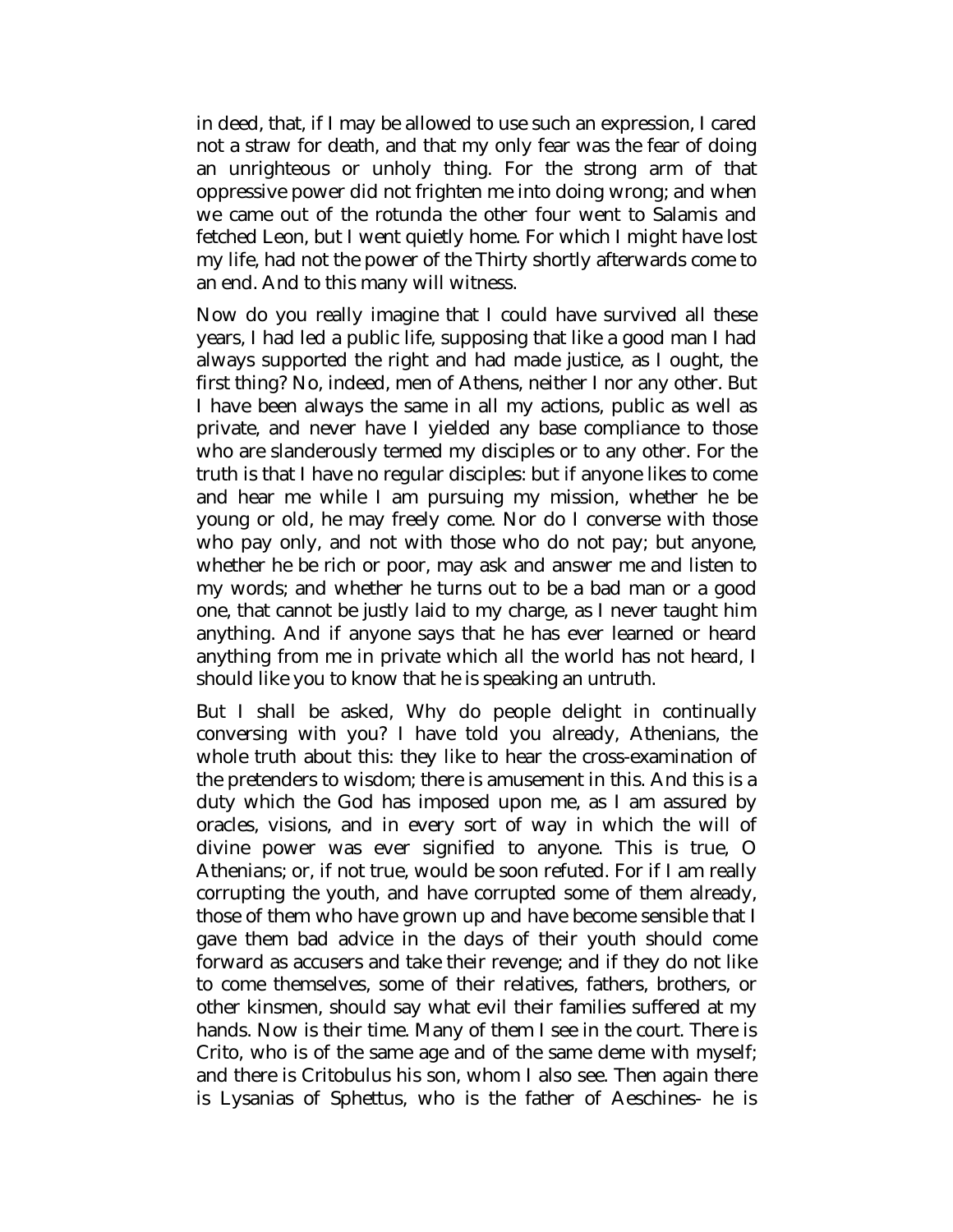in deed, that, if I may be allowed to use such an expression, I cared not a straw for death, and that my only fear was the fear of doing an unrighteous or unholy thing. For the strong arm of that oppressive power did not frighten me into doing wrong; and when we came out of the rotunda the other four went to Salamis and fetched Leon, but I went quietly home. For which I might have lost my life, had not the power of the Thirty shortly afterwards come to an end. And to this many will witness.

Now do you really imagine that I could have survived all these years, I had led a public life, supposing that like a good man I had always supported the right and had made justice, as I ought, the first thing? No, indeed, men of Athens, neither I nor any other. But I have been always the same in all my actions, public as well as private, and never have I yielded any base compliance to those who are slanderously termed my disciples or to any other. For the truth is that I have no regular disciples: but if anyone likes to come and hear me while I am pursuing my mission, whether he be young or old, he may freely come. Nor do I converse with those who pay only, and not with those who do not pay; but anyone, whether he be rich or poor, may ask and answer me and listen to my words; and whether he turns out to be a bad man or a good one, that cannot be justly laid to my charge, as I never taught him anything. And if anyone says that he has ever learned or heard anything from me in private which all the world has not heard, I should like you to know that he is speaking an untruth.

But I shall be asked, Why do people delight in continually conversing with you? I have told you already, Athenians, the whole truth about this: they like to hear the cross-examination of the pretenders to wisdom; there is amusement in this. And this is a duty which the God has imposed upon me, as I am assured by oracles, visions, and in every sort of way in which the will of divine power was ever signified to anyone. This is true, O Athenians; or, if not true, would be soon refuted. For if I am really corrupting the youth, and have corrupted some of them already, those of them who have grown up and have become sensible that I gave them bad advice in the days of their youth should come forward as accusers and take their revenge; and if they do not like to come themselves, some of their relatives, fathers, brothers, or other kinsmen, should say what evil their families suffered at my hands. Now is their time. Many of them I see in the court. There is Crito, who is of the same age and of the same deme with myself; and there is Critobulus his son, whom I also see. Then again there is Lysanias of Sphettus, who is the father of Aeschines- he is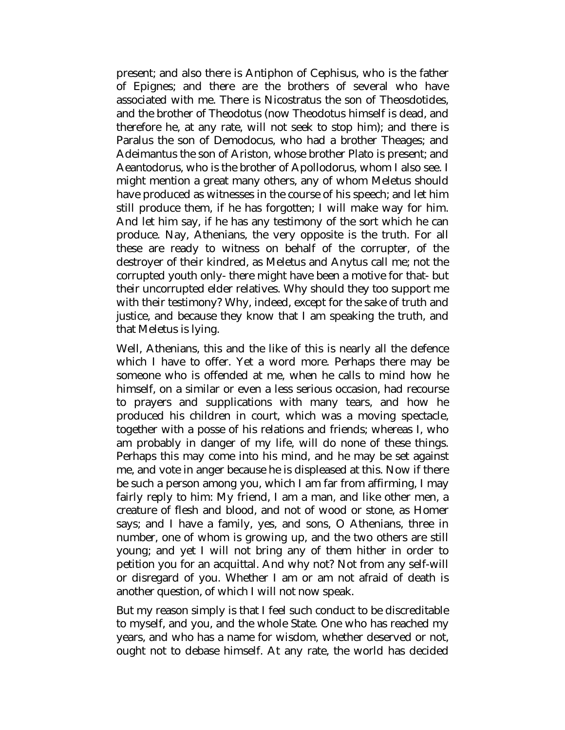present; and also there is Antiphon of Cephisus, who is the father of Epignes; and there are the brothers of several who have associated with me. There is Nicostratus the son of Theosdotides, and the brother of Theodotus (now Theodotus himself is dead, and therefore he, at any rate, will not seek to stop him); and there is Paralus the son of Demodocus, who had a brother Theages; and Adeimantus the son of Ariston, whose brother Plato is present; and Aeantodorus, who is the brother of Apollodorus, whom I also see. I might mention a great many others, any of whom Meletus should have produced as witnesses in the course of his speech; and let him still produce them, if he has forgotten; I will make way for him. And let him say, if he has any testimony of the sort which he can produce. Nay, Athenians, the very opposite is the truth. For all these are ready to witness on behalf of the corrupter, of the destroyer of their kindred, as Meletus and Anytus call me; not the corrupted youth only- there might have been a motive for that- but their uncorrupted elder relatives. Why should they too support me with their testimony? Why, indeed, except for the sake of truth and justice, and because they know that I am speaking the truth, and that Meletus is lying.

Well, Athenians, this and the like of this is nearly all the defence which I have to offer. Yet a word more. Perhaps there may be someone who is offended at me, when he calls to mind how he himself, on a similar or even a less serious occasion, had recourse to prayers and supplications with many tears, and how he produced his children in court, which was a moving spectacle, together with a posse of his relations and friends; whereas I, who am probably in danger of my life, will do none of these things. Perhaps this may come into his mind, and he may be set against me, and vote in anger because he is displeased at this. Now if there be such a person among you, which I am far from affirming, I may fairly reply to him: My friend, I am a man, and like other men, a creature of flesh and blood, and not of wood or stone, as Homer says; and I have a family, yes, and sons, O Athenians, three in number, one of whom is growing up, and the two others are still young; and yet I will not bring any of them hither in order to petition you for an acquittal. And why not? Not from any self-will or disregard of you. Whether I am or am not afraid of death is another question, of which I will not now speak.

But my reason simply is that I feel such conduct to be discreditable to myself, and you, and the whole State. One who has reached my years, and who has a name for wisdom, whether deserved or not, ought not to debase himself. At any rate, the world has decided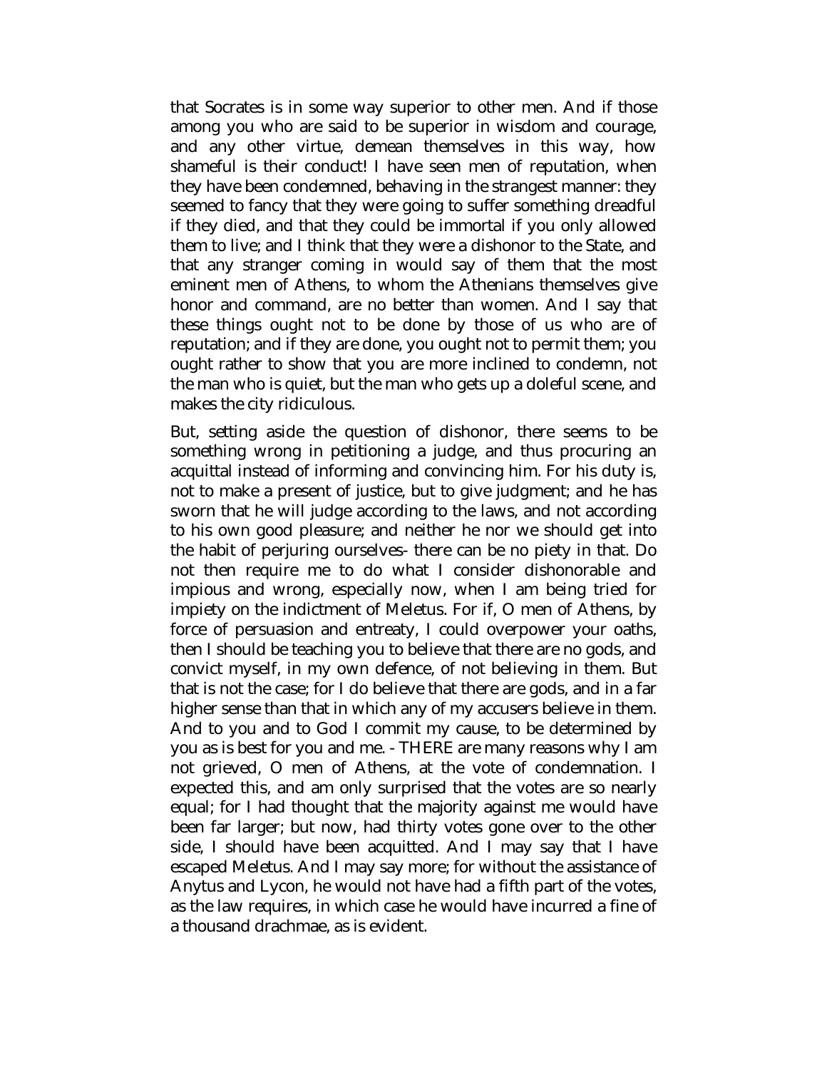that Socrates is in some way superior to other men. And if those among you who are said to be superior in wisdom and courage, and any other virtue, demean themselves in this way, how shameful is their conduct! I have seen men of reputation, when they have been condemned, behaving in the strangest manner: they seemed to fancy that they were going to suffer something dreadful if they died, and that they could be immortal if you only allowed them to live; and I think that they were a dishonor to the State, and that any stranger coming in would say of them that the most eminent men of Athens, to whom the Athenians themselves give honor and command, are no better than women. And I say that these things ought not to be done by those of us who are of reputation; and if they are done, you ought not to permit them; you ought rather to show that you are more inclined to condemn, not the man who is quiet, but the man who gets up a doleful scene, and makes the city ridiculous.

But, setting aside the question of dishonor, there seems to be something wrong in petitioning a judge, and thus procuring an acquittal instead of informing and convincing him. For his duty is, not to make a present of justice, but to give judgment; and he has sworn that he will judge according to the laws, and not according to his own good pleasure; and neither he nor we should get into the habit of perjuring ourselves- there can be no piety in that. Do not then require me to do what I consider dishonorable and impious and wrong, especially now, when I am being tried for impiety on the indictment of Meletus. For if, O men of Athens, by force of persuasion and entreaty, I could overpower your oaths, then I should be teaching you to believe that there are no gods, and convict myself, in my own defence, of not believing in them. But that is not the case; for I do believe that there are gods, and in a far higher sense than that in which any of my accusers believe in them. And to you and to God I commit my cause, to be determined by you as is best for you and me. - THERE are many reasons why I am not grieved, O men of Athens, at the vote of condemnation. I expected this, and am only surprised that the votes are so nearly equal; for I had thought that the majority against me would have been far larger; but now, had thirty votes gone over to the other side, I should have been acquitted. And I may say that I have escaped Meletus. And I may say more; for without the assistance of Anytus and Lycon, he would not have had a fifth part of the votes, as the law requires, in which case he would have incurred a fine of a thousand drachmae, as is evident.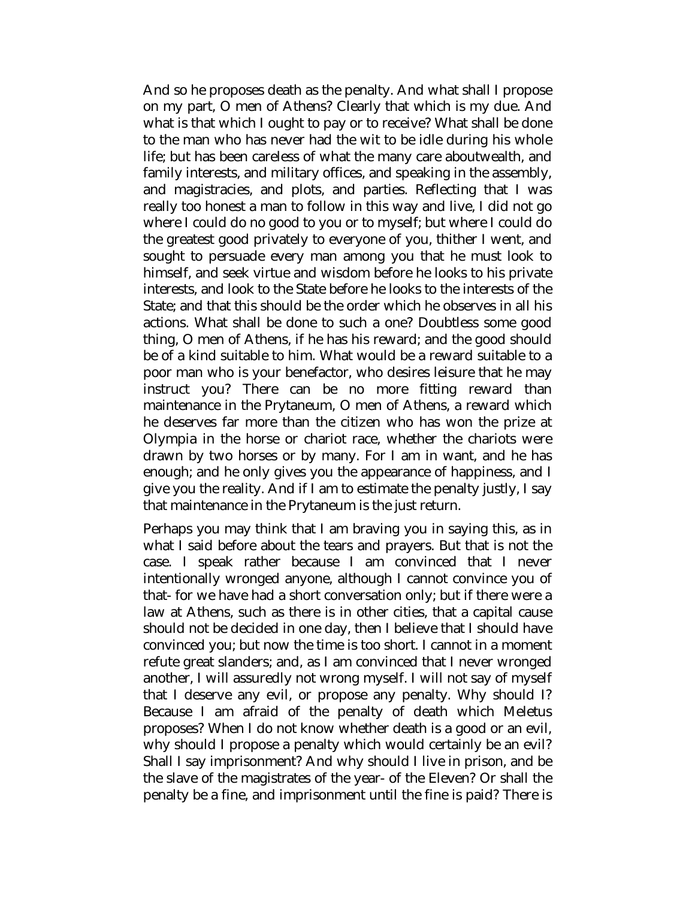And so he proposes death as the penalty. And what shall I propose on my part, O men of Athens? Clearly that which is my due. And what is that which I ought to pay or to receive? What shall be done to the man who has never had the wit to be idle during his whole life; but has been careless of what the many care aboutwealth, and family interests, and military offices, and speaking in the assembly, and magistracies, and plots, and parties. Reflecting that I was really too honest a man to follow in this way and live, I did not go where I could do no good to you or to myself; but where I could do the greatest good privately to everyone of you, thither I went, and sought to persuade every man among you that he must look to himself, and seek virtue and wisdom before he looks to his private interests, and look to the State before he looks to the interests of the State; and that this should be the order which he observes in all his actions. What shall be done to such a one? Doubtless some good thing, O men of Athens, if he has his reward; and the good should be of a kind suitable to him. What would be a reward suitable to a poor man who is your benefactor, who desires leisure that he may instruct you? There can be no more fitting reward than maintenance in the Prytaneum, O men of Athens, a reward which he deserves far more than the citizen who has won the prize at Olympia in the horse or chariot race, whether the chariots were drawn by two horses or by many. For I am in want, and he has enough; and he only gives you the appearance of happiness, and I give you the reality. And if I am to estimate the penalty justly, I say that maintenance in the Prytaneum is the just return.

Perhaps you may think that I am braving you in saying this, as in what I said before about the tears and prayers. But that is not the case. I speak rather because I am convinced that I never intentionally wronged anyone, although I cannot convince you of that- for we have had a short conversation only; but if there were a law at Athens, such as there is in other cities, that a capital cause should not be decided in one day, then I believe that I should have convinced you; but now the time is too short. I cannot in a moment refute great slanders; and, as I am convinced that I never wronged another, I will assuredly not wrong myself. I will not say of myself that I deserve any evil, or propose any penalty. Why should I? Because I am afraid of the penalty of death which Meletus proposes? When I do not know whether death is a good or an evil, why should I propose a penalty which would certainly be an evil? Shall I say imprisonment? And why should I live in prison, and be the slave of the magistrates of the year- of the Eleven? Or shall the penalty be a fine, and imprisonment until the fine is paid? There is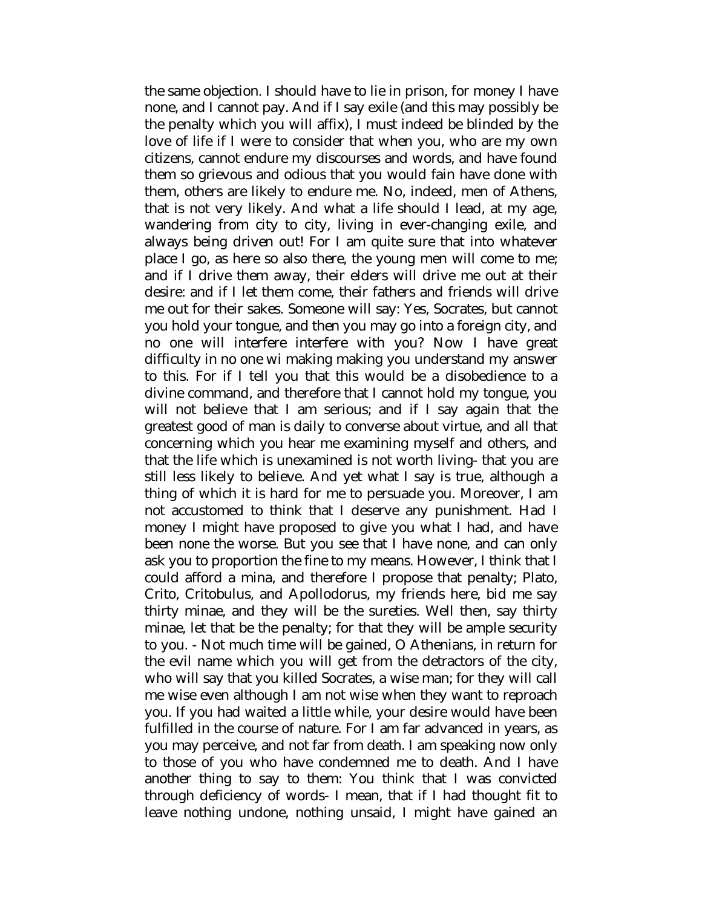the same objection. I should have to lie in prison, for money I have none, and I cannot pay. And if I say exile (and this may possibly be the penalty which you will affix), I must indeed be blinded by the love of life if I were to consider that when you, who are my own citizens, cannot endure my discourses and words, and have found them so grievous and odious that you would fain have done with them, others are likely to endure me. No, indeed, men of Athens, that is not very likely. And what a life should I lead, at my age, wandering from city to city, living in ever-changing exile, and always being driven out! For I am quite sure that into whatever place I go, as here so also there, the young men will come to me; and if I drive them away, their elders will drive me out at their desire: and if I let them come, their fathers and friends will drive me out for their sakes. Someone will say: Yes, Socrates, but cannot you hold your tongue, and then you may go into a foreign city, and no one will interfere interfere with you? Now I have great difficulty in no one wi making making you understand my answer to this. For if I tell you that this would be a disobedience to a divine command, and therefore that I cannot hold my tongue, you will not believe that I am serious; and if I say again that the greatest good of man is daily to converse about virtue, and all that concerning which you hear me examining myself and others, and that the life which is unexamined is not worth living- that you are still less likely to believe. And yet what I say is true, although a thing of which it is hard for me to persuade you. Moreover, I am not accustomed to think that I deserve any punishment. Had I money I might have proposed to give you what I had, and have been none the worse. But you see that I have none, and can only ask you to proportion the fine to my means. However, I think that I could afford a mina, and therefore I propose that penalty; Plato, Crito, Critobulus, and Apollodorus, my friends here, bid me say thirty minae, and they will be the sureties. Well then, say thirty minae, let that be the penalty; for that they will be ample security to you. - Not much time will be gained, O Athenians, in return for the evil name which you will get from the detractors of the city, who will say that you killed Socrates, a wise man; for they will call me wise even although I am not wise when they want to reproach you. If you had waited a little while, your desire would have been fulfilled in the course of nature. For I am far advanced in years, as you may perceive, and not far from death. I am speaking now only to those of you who have condemned me to death. And I have another thing to say to them: You think that I was convicted through deficiency of words- I mean, that if I had thought fit to leave nothing undone, nothing unsaid, I might have gained an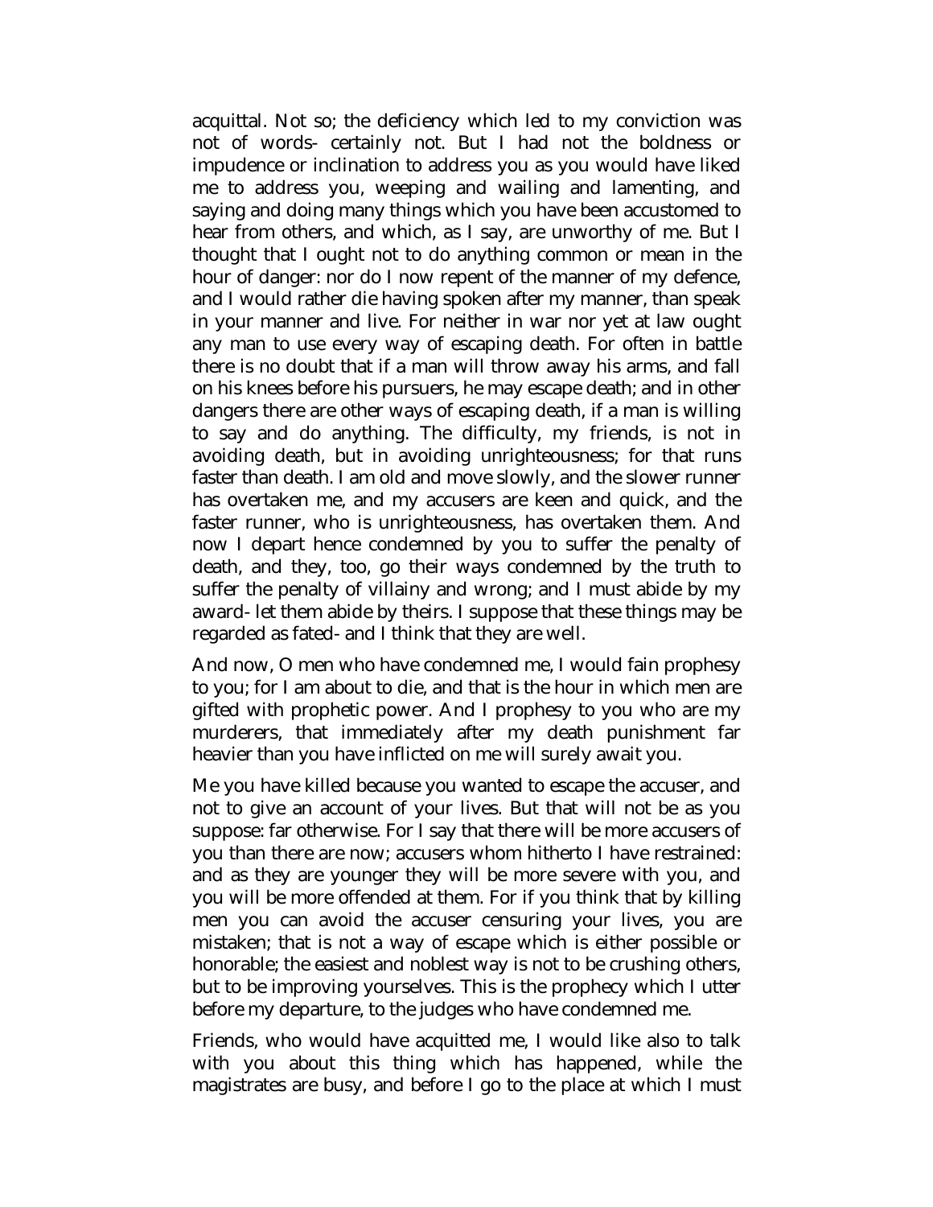acquittal. Not so; the deficiency which led to my conviction was not of words- certainly not. But I had not the boldness or impudence or inclination to address you as you would have liked me to address you, weeping and wailing and lamenting, and saying and doing many things which you have been accustomed to hear from others, and which, as I say, are unworthy of me. But I thought that I ought not to do anything common or mean in the hour of danger: nor do I now repent of the manner of my defence, and I would rather die having spoken after my manner, than speak in your manner and live. For neither in war nor yet at law ought any man to use every way of escaping death. For often in battle there is no doubt that if a man will throw away his arms, and fall on his knees before his pursuers, he may escape death; and in other dangers there are other ways of escaping death, if a man is willing to say and do anything. The difficulty, my friends, is not in avoiding death, but in avoiding unrighteousness; for that runs faster than death. I am old and move slowly, and the slower runner has overtaken me, and my accusers are keen and quick, and the faster runner, who is unrighteousness, has overtaken them. And now I depart hence condemned by you to suffer the penalty of death, and they, too, go their ways condemned by the truth to suffer the penalty of villainy and wrong; and I must abide by my award- let them abide by theirs. I suppose that these things may be regarded as fated- and I think that they are well.

And now, O men who have condemned me, I would fain prophesy to you; for I am about to die, and that is the hour in which men are gifted with prophetic power. And I prophesy to you who are my murderers, that immediately after my death punishment far heavier than you have inflicted on me will surely await you.

Me you have killed because you wanted to escape the accuser, and not to give an account of your lives. But that will not be as you suppose: far otherwise. For I say that there will be more accusers of you than there are now; accusers whom hitherto I have restrained: and as they are younger they will be more severe with you, and you will be more offended at them. For if you think that by killing men you can avoid the accuser censuring your lives, you are mistaken; that is not a way of escape which is either possible or honorable; the easiest and noblest way is not to be crushing others, but to be improving yourselves. This is the prophecy which I utter before my departure, to the judges who have condemned me.

Friends, who would have acquitted me, I would like also to talk with you about this thing which has happened, while the magistrates are busy, and before I go to the place at which I must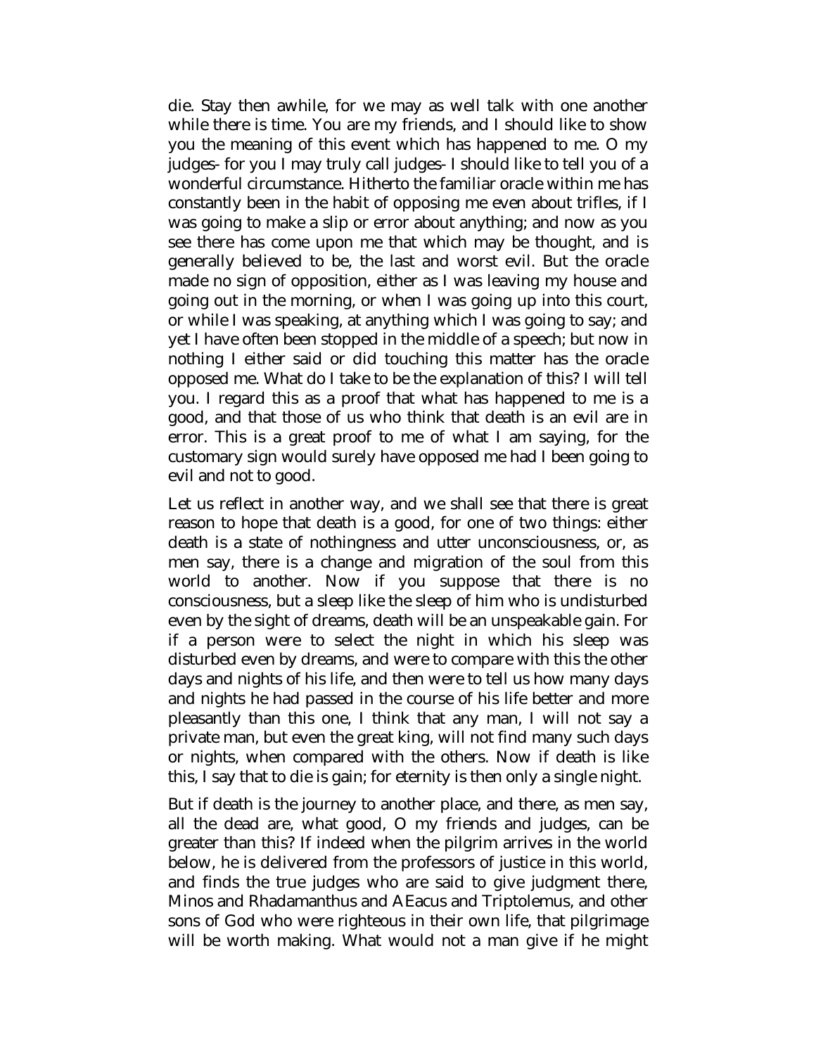die. Stay then awhile, for we may as well talk with one another while there is time. You are my friends, and I should like to show you the meaning of this event which has happened to me. O my judges- for you I may truly call judges- I should like to tell you of a wonderful circumstance. Hitherto the familiar oracle within me has constantly been in the habit of opposing me even about trifles, if I was going to make a slip or error about anything; and now as you see there has come upon me that which may be thought, and is generally believed to be, the last and worst evil. But the oracle made no sign of opposition, either as I was leaving my house and going out in the morning, or when I was going up into this court, or while I was speaking, at anything which I was going to say; and yet I have often been stopped in the middle of a speech; but now in nothing I either said or did touching this matter has the oracle opposed me. What do I take to be the explanation of this? I will tell you. I regard this as a proof that what has happened to me is a good, and that those of us who think that death is an evil are in error. This is a great proof to me of what I am saying, for the customary sign would surely have opposed me had I been going to evil and not to good.

Let us reflect in another way, and we shall see that there is great reason to hope that death is a good, for one of two things: either death is a state of nothingness and utter unconsciousness, or, as men say, there is a change and migration of the soul from this world to another. Now if you suppose that there is no consciousness, but a sleep like the sleep of him who is undisturbed even by the sight of dreams, death will be an unspeakable gain. For if a person were to select the night in which his sleep was disturbed even by dreams, and were to compare with this the other days and nights of his life, and then were to tell us how many days and nights he had passed in the course of his life better and more pleasantly than this one, I think that any man, I will not say a private man, but even the great king, will not find many such days or nights, when compared with the others. Now if death is like this, I say that to die is gain; for eternity is then only a single night.

But if death is the journey to another place, and there, as men say, all the dead are, what good, O my friends and judges, can be greater than this? If indeed when the pilgrim arrives in the world below, he is delivered from the professors of justice in this world, and finds the true judges who are said to give judgment there, Minos and Rhadamanthus and AEacus and Triptolemus, and other sons of God who were righteous in their own life, that pilgrimage will be worth making. What would not a man give if he might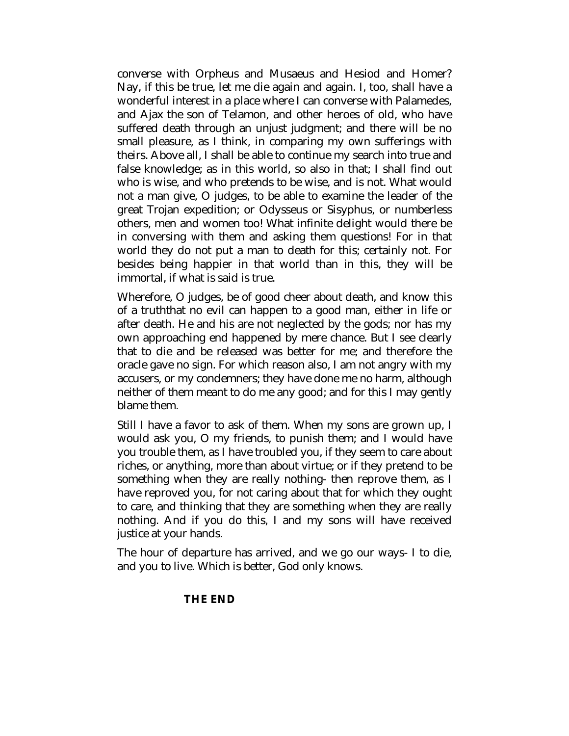converse with Orpheus and Musaeus and Hesiod and Homer? Nay, if this be true, let me die again and again. I, too, shall have a wonderful interest in a place where I can converse with Palamedes, and Ajax the son of Telamon, and other heroes of old, who have suffered death through an unjust judgment; and there will be no small pleasure, as I think, in comparing my own sufferings with theirs. Above all, I shall be able to continue my search into true and false knowledge; as in this world, so also in that; I shall find out who is wise, and who pretends to be wise, and is not. What would not a man give, O judges, to be able to examine the leader of the great Trojan expedition; or Odysseus or Sisyphus, or numberless others, men and women too! What infinite delight would there be in conversing with them and asking them questions! For in that world they do not put a man to death for this; certainly not. For besides being happier in that world than in this, they will be immortal, if what is said is true.

Wherefore, O judges, be of good cheer about death, and know this of a truththat no evil can happen to a good man, either in life or after death. He and his are not neglected by the gods; nor has my own approaching end happened by mere chance. But I see clearly that to die and be released was better for me; and therefore the oracle gave no sign. For which reason also, I am not angry with my accusers, or my condemners; they have done me no harm, although neither of them meant to do me any good; and for this I may gently blame them.

Still I have a favor to ask of them. When my sons are grown up, I would ask you, O my friends, to punish them; and I would have you trouble them, as I have troubled you, if they seem to care about riches, or anything, more than about virtue; or if they pretend to be something when they are really nothing- then reprove them, as I have reproved you, for not caring about that for which they ought to care, and thinking that they are something when they are really nothing. And if you do this, I and my sons will have received justice at your hands.

The hour of departure has arrived, and we go our ways- I to die, and you to live. Which is better, God only knows.

**THE END**